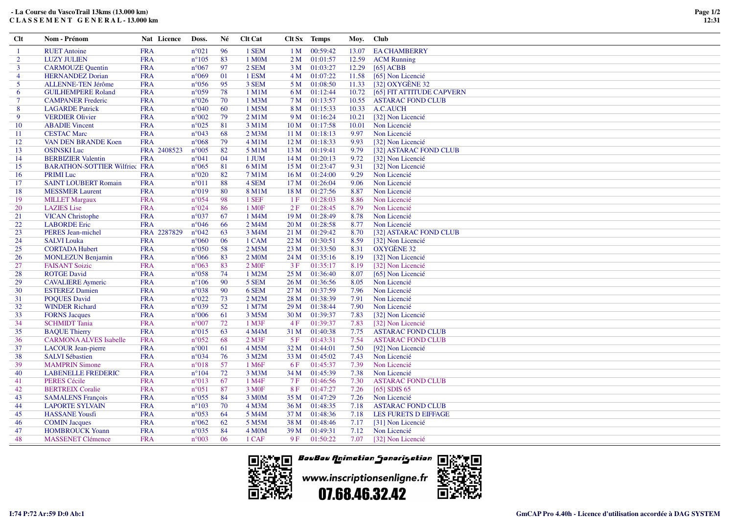**- La Course du VascoTrail 13kms (13.000 km)**
**C L A S S E M E N T   G E N E R A L - 13.000 km**

| Clt | Nom - Prénom | Nat | Licence | Doss. | Né | Clt Cat | Clt Sx | Temps | Moy. | Club |
|---|---|---|---|---|---|---|---|---|---|---|
| 1 | RUET Antoine | FRA | | n°021 | 96 | 1 SEM | 1 M | 00:59:42 | 13.07 | EA CHAMBERRY |
| 2 | LUZY JULIEN | FRA | | n°105 | 83 | 1 M0M | 2 M | 01:01:57 | 12.59 | ACM Running |
| 3 | CARMOUZE Quentin | FRA | | n°067 | 97 | 2 SEM | 3 M | 01:03:27 | 12.29 | [65] ACBB |
| 4 | HERNANDEZ Dorian | FRA | | n°069 | 01 | 1 ESM | 4 M | 01:07:22 | 11.58 | [65] Non Licencié |
| 5 | ALLENNE-TEN Jérôme | FRA | | n°056 | 95 | 3 SEM | 5 M | 01:08:50 | 11.33 | [32] OXYGÈNE 32 |
| 6 | GUILHEMPERE Roland | FRA | | n°059 | 78 | 1 M1M | 6 M | 01:12:44 | 10.72 | [65] FIT ATTITUDE CAPVERN |
| 7 | CAMPANER Frederic | FRA | | n°026 | 70 | 1 M3M | 7 M | 01:13:57 | 10.55 | ASTARAC FOND CLUB |
| 8 | LAGARDE Patrick | FRA | | n°040 | 60 | 1 M5M | 8 M | 01:15:33 | 10.33 | A.C.AUCH |
| 9 | VERDIER Olivier | FRA | | n°002 | 79 | 2 M1M | 9 M | 01:16:24 | 10.21 | [32] Non Licencié |
| 10 | ABADIE Vincent | FRA | | n°025 | 81 | 3 M1M | 10 M | 01:17:58 | 10.01 | Non Licencié |
| 11 | CESTAC Marc | FRA | | n°043 | 68 | 2 M3M | 11 M | 01:18:13 | 9.97 | Non Licencié |
| 12 | VAN DEN BRANDE Koen | FRA | | n°068 | 79 | 4 M1M | 12 M | 01:18:33 | 9.93 | [32] Non Licencié |
| 13 | OSINSKI Luc | FRA | 2408523 | n°005 | 82 | 5 M1M | 13 M | 01:19:41 | 9.79 | [32] ASTARAC FOND CLUB |
| 14 | BERBIZIER Valentin | FRA | | n°041 | 04 | 1 JUM | 14 M | 01:20:13 | 9.72 | [32] Non Licencié |
| 15 | BARATHON-SOTTIER Wilfriec | FRA | | n°065 | 81 | 6 M1M | 15 M | 01:23:47 | 9.31 | [32] Non Licencié |
| 16 | PRIMI Luc | FRA | | n°020 | 82 | 7 M1M | 16 M | 01:24:00 | 9.29 | Non Licencié |
| 17 | SAINT LOUBERT Romain | FRA | | n°011 | 88 | 4 SEM | 17 M | 01:26:04 | 9.06 | Non Licencié |
| 18 | MESSMER Laurent | FRA | | n°019 | 80 | 8 M1M | 18 M | 01:27:56 | 8.87 | Non Licencié |
| 19 | MILLET Margaux | FRA | | n°054 | 98 | 1 SEF | 1 F | 01:28:03 | 8.86 | Non Licencié |
| 20 | LAZIES Lise | FRA | | n°024 | 86 | 1 M0F | 2 F | 01:28:45 | 8.79 | Non Licencié |
| 21 | VICAN Christophe | FRA | | n°037 | 67 | 1 M4M | 19 M | 01:28:49 | 8.78 | Non Licencié |
| 22 | LABORDE Eric | FRA | | n°046 | 66 | 2 M4M | 20 M | 01:28:58 | 8.77 | Non Licencié |
| 23 | PERES Jean-michel | FRA | 2287829 | n°042 | 63 | 3 M4M | 21 M | 01:29:42 | 8.70 | [32] ASTARAC FOND CLUB |
| 24 | SALVI Louka | FRA | | n°060 | 06 | 1 CAM | 22 M | 01:30:51 | 8.59 | [32] Non Licencié |
| 25 | CORTADA Hubert | FRA | | n°050 | 58 | 2 M5M | 23 M | 01:33:50 | 8.31 | OXYGÈNE 32 |
| 26 | MONLEZUN Benjamin | FRA | | n°066 | 83 | 2 M0M | 24 M | 01:35:16 | 8.19 | [32] Non Licencié |
| 27 | FAISANT Soizic | FRA | | n°063 | 83 | 2 M0F | 3 F | 01:35:17 | 8.19 | [32] Non Licencié |
| 28 | ROTGE David | FRA | | n°058 | 74 | 1 M2M | 25 M | 01:36:40 | 8.07 | [65] Non Licencié |
| 29 | CAVALIERE Aymeric | FRA | | n°106 | 90 | 5 SEM | 26 M | 01:36:56 | 8.05 | Non Licencié |
| 30 | ESTEREZ Damien | FRA | | n°038 | 90 | 6 SEM | 27 M | 01:37:59 | 7.96 | Non Licencié |
| 31 | POQUES David | FRA | | n°022 | 73 | 2 M2M | 28 M | 01:38:39 | 7.91 | Non Licencié |
| 32 | WINDER Richard | FRA | | n°039 | 52 | 1 M7M | 29 M | 01:38:44 | 7.90 | Non Licencié |
| 33 | FORNS Jacques | FRA | | n°006 | 61 | 3 M5M | 30 M | 01:39:37 | 7.83 | [32] Non Licencié |
| 34 | SCHMIDT Tania | FRA | | n°007 | 72 | 1 M3F | 4 F | 01:39:37 | 7.83 | [32] Non Licencié |
| 35 | BAQUE Thierry | FRA | | n°015 | 63 | 4 M4M | 31 M | 01:40:38 | 7.75 | ASTARAC FOND CLUB |
| 36 | CARMONA ALVES Isabelle | FRA | | n°052 | 68 | 2 M3F | 5 F | 01:43:31 | 7.54 | ASTARAC FOND CLUB |
| 37 | LACOUR Jean-pierre | FRA | | n°001 | 61 | 4 M5M | 32 M | 01:44:01 | 7.50 | [92] Non Licencié |
| 38 | SALVI Sébastien | FRA | | n°034 | 76 | 3 M2M | 33 M | 01:45:02 | 7.43 | Non Licencié |
| 39 | MAMPRIN Simone | FRA | | n°018 | 57 | 1 M6F | 6 F | 01:45:37 | 7.39 | Non Licencié |
| 40 | LABENELLE FREDERIC | FRA | | n°104 | 72 | 3 M3M | 34 M | 01:45:39 | 7.38 | Non Licencié |
| 41 | PERES Cécile | FRA | | n°013 | 67 | 1 M4F | 7 F | 01:46:56 | 7.30 | ASTARAC FOND CLUB |
| 42 | BERTREIX Coralie | FRA | | n°051 | 87 | 3 M0F | 8 F | 01:47:27 | 7.26 | [65] SDIS 65 |
| 43 | SAMALENS François | FRA | | n°055 | 84 | 3 M0M | 35 M | 01:47:29 | 7.26 | Non Licencié |
| 44 | LAPORTE SYLVAIN | FRA | | n°103 | 70 | 4 M3M | 36 M | 01:48:35 | 7.18 | ASTARAC FOND CLUB |
| 45 | HASSANE Yousfi | FRA | | n°053 | 64 | 5 M4M | 37 M | 01:48:36 | 7.18 | LES FURETS D EIFFAGE |
| 46 | COMIN Jacques | FRA | | n°062 | 62 | 5 M5M | 38 M | 01:48:46 | 7.17 | [31] Non Licencié |
| 47 | HOMBROUCK Yoann | FRA | | n°035 | 84 | 4 M0M | 39 M | 01:49:31 | 7.12 | Non Licencié |
| 48 | MASSENET Clémence | FRA | | n°003 | 06 | 1 CAF | 9 F | 01:50:22 | 7.07 | [32] Non Licencié |

BouBou Animation Sonorisation
www.inscriptionsenligne.fr
07.68.46.32.42

I:74 P:72 Ar:59 D:0 Ab:1

GmCAP Pro 4.40h - Licence d'utilisation accordée à DAG SYSTEM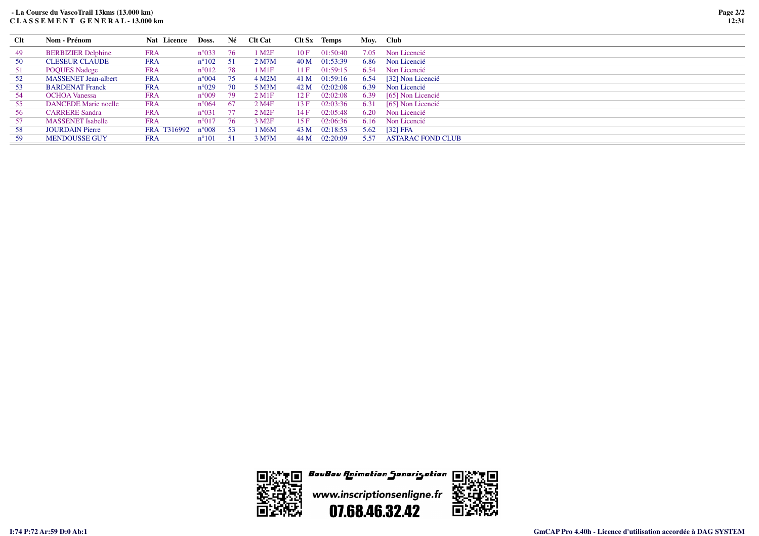**- La Course du VascoTrail 13kms (13.000 km)**
**C L A S S E M E N T   G E N E R A L - 13.000 km**

| Clt | Nom - Prénom | Nat | Licence | Doss. | Né | Clt Cat | Clt Sx | Temps | Moy. | Club |
|---|---|---|---|---|---|---|---|---|---|---|
| 49 | BERBIZIER Delphine | FRA | | n°033 | 76 | 1 M2F | 10 F | 01:50:40 | 7.05 | Non Licencié |
| 50 | CLESEUR CLAUDE | FRA | | n°102 | 51 | 2 M7M | 40 M | 01:53:39 | 6.86 | Non Licencié |
| 51 | POQUES Nadege | FRA | | n°012 | 78 | 1 M1F | 11 F | 01:59:15 | 6.54 | Non Licencié |
| 52 | MASSENET Jean-albert | FRA | | n°004 | 75 | 4 M2M | 41 M | 01:59:16 | 6.54 | [32] Non Licencié |
| 53 | BARDENAT Franck | FRA | | n°029 | 70 | 5 M3M | 42 M | 02:02:08 | 6.39 | Non Licencié |
| 54 | OCHOA Vanessa | FRA | | n°009 | 79 | 2 M1F | 12 F | 02:02:08 | 6.39 | [65] Non Licencié |
| 55 | DANCEDE Marie noelle | FRA | | n°064 | 67 | 2 M4F | 13 F | 02:03:36 | 6.31 | [65] Non Licencié |
| 56 | CARRERE Sandra | FRA | | n°031 | 77 | 2 M2F | 14 F | 02:05:48 | 6.20 | Non Licencié |
| 57 | MASSENET Isabelle | FRA | | n°017 | 76 | 3 M2F | 15 F | 02:06:36 | 6.16 | Non Licencié |
| 58 | JOURDAIN Pierre | FRA | T316992 | n°008 | 53 | 1 M6M | 43 M | 02:18:53 | 5.62 | [32] FFA |
| 59 | MENDOUSSE GUY | FRA | | n°101 | 51 | 3 M7M | 44 M | 02:20:09 | 5.57 | ASTARAC FOND CLUB |

BouBou Animation Sonorisation
www.inscriptionsenligne.fr
07.68.46.32.42

I:74 P:72 Ar:59 D:0 Ab:1

GmCAP Pro 4.40h - Licence d'utilisation accordée à DAG SYSTEM